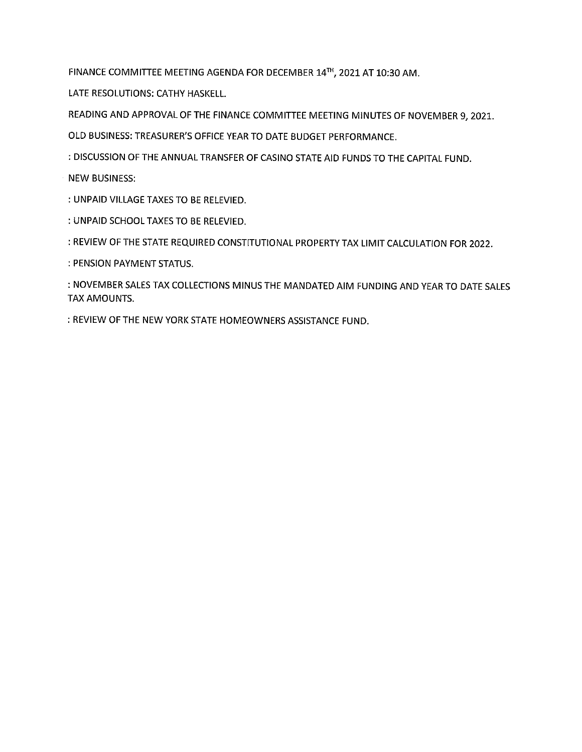FINANCE COMMITTEE MEETING AGENDA FOR DECEMBER 14TH, 2021 AT 10:30 AM.

LATE RESOLUTIONS: CATHY HASKELL.

READING AND APPROVAL OF THE FINANCE COMMITTEE MEETING MINUTES OF NOVEMBER 9, 2021.

OLD BUSINESS: TREASURER'S OFFICE YEAR TO DATE BUDGET PERFORMANCE.

: DISCUSSION OF THE ANNUAL TRANSFER OF CASINO STATE AID FUNDS TO THE CAPITAL FUND.

NEW BUSINESS:

: UNPAID VILLAGE TAXES TO BE RELEVIED.

: UNPAID SCHOOL TAXES TO BE RELEVIED.

: REVIEW OF THE STATE REQUIRED CONSTITUTIONAL PROPERTY TAX LIMIT CALCULATION FOR 2022.

: PENSION PAYMENT STATUS.

: NOVEMBER SALES TAX COLLECTIONS MINUS THE MANDATED AIM FUNDING AND YEAR TO DATE SALES TAX AMOUNTS.

: REVIEW OF THE NEW YORK STATE HOMEOWNERS ASSISTANCE FUND.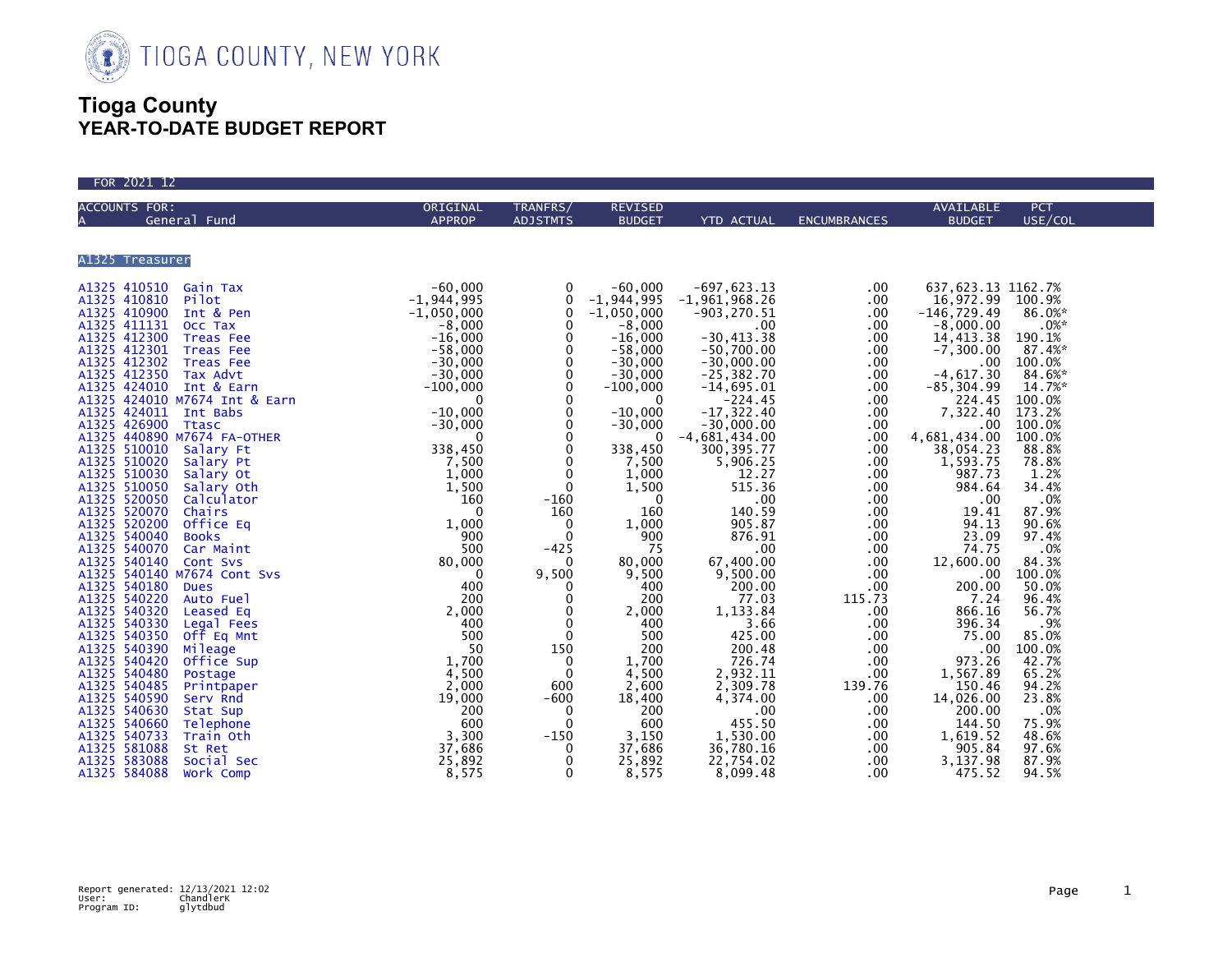# TIOGA COUNTY, NEW YORK

# Tioga County
## YEAR-TO-DATE BUDGET REPORT

FOR 2021 12

| ACCOUNTS FOR: A General Fund | | ORIGINAL APPROP | TRANFRS/ ADJSTMTS | REVISED BUDGET | YTD ACTUAL | ENCUMBRANCES | AVAILABLE BUDGET | PCT USE/COL |
|---|---|---|---|---|---|---|---|---|
| **A1325 Treasurer** | | | | | | | | |
| A1325 410510 | Gain Tax | -60,000 | 0 | -60,000 | -697,623.13 | .00 | 637,623.13 | 1162.7% |
| A1325 410810 | Pilot | -1,944,995 | 0 | -1,944,995 | -1,961,968.26 | .00 | 16,972.99 | 100.9% |
| A1325 410900 | Int & Pen | -1,050,000 | 0 | -1,050,000 | -903,270.51 | .00 | -146,729.49 | 86.0%* |
| A1325 411131 | Occ Tax | -8,000 | 0 | -8,000 | .00 | .00 | -8,000.00 | .0%* |
| A1325 412300 | Treas Fee | -16,000 | 0 | -16,000 | -30,413.38 | .00 | 14,413.38 | 190.1% |
| A1325 412301 | Treas Fee | -58,000 | 0 | -58,000 | -50,700.00 | .00 | -7,300.00 | 87.4%* |
| A1325 412302 | Treas Fee | -30,000 | 0 | -30,000 | -30,000.00 | .00 | .00 | 100.0% |
| A1325 412350 | Tax Advt | -30,000 | 0 | -30,000 | -25,382.70 | .00 | -4,617.30 | 84.6%* |
| A1325 424010 | Int & Earn | -100,000 | 0 | -100,000 | -14,695.01 | .00 | -85,304.99 | 14.7%* |
| A1325 424010 | M7674 Int & Earn | 0 | 0 | 0 | -224.45 | .00 | 224.45 | 100.0% |
| A1325 424011 | Int Babs | -10,000 | 0 | -10,000 | -17,322.40 | .00 | 7,322.40 | 173.2% |
| A1325 426900 | Ttasc | -30,000 | 0 | -30,000 | -30,000.00 | .00 | .00 | 100.0% |
| A1325 440890 | M7674 FA-OTHER | 0 | 0 | 0 | -4,681,434.00 | .00 | 4,681,434.00 | 100.0% |
| A1325 510010 | Salary Ft | 338,450 | 0 | 338,450 | 300,395.77 | .00 | 38,054.23 | 88.8% |
| A1325 510020 | Salary Pt | 7,500 | 0 | 7,500 | 5,906.25 | .00 | 1,593.75 | 78.8% |
| A1325 510030 | Salary Ot | 1,000 | 0 | 1,000 | 12.27 | .00 | 987.73 | 1.2% |
| A1325 510050 | Salary Oth | 1,500 | 0 | 1,500 | 515.36 | .00 | 984.64 | 34.4% |
| A1325 520050 | Calculator | 160 | -160 | 0 | .00 | .00 | .00 | .0% |
| A1325 520070 | Chairs | 0 | 160 | 160 | 140.59 | .00 | 19.41 | 87.9% |
| A1325 520200 | Office Eq | 1,000 | 0 | 1,000 | 905.87 | .00 | 94.13 | 90.6% |
| A1325 540040 | Books | 900 | 0 | 900 | 876.91 | .00 | 23.09 | 97.4% |
| A1325 540070 | Car Maint | 500 | -425 | 75 | .00 | .00 | 74.75 | .0% |
| A1325 540140 | Cont Svs | 80,000 | 0 | 80,000 | 67,400.00 | .00 | 12,600.00 | 84.3% |
| A1325 540140 | M7674 Cont Svs | 0 | 9,500 | 9,500 | 9,500.00 | .00 | .00 | 100.0% |
| A1325 540180 | Dues | 400 | 0 | 400 | 200.00 | .00 | 200.00 | 50.0% |
| A1325 540220 | Auto Fuel | 200 | 0 | 200 | 77.03 | 115.73 | 7.24 | 96.4% |
| A1325 540320 | Leased Eq | 2,000 | 0 | 2,000 | 1,133.84 | .00 | 866.16 | 56.7% |
| A1325 540330 | Legal Fees | 400 | 0 | 400 | 3.66 | .00 | 396.34 | .9% |
| A1325 540350 | Off Eq Mnt | 500 | 0 | 500 | 425.00 | .00 | 75.00 | 85.0% |
| A1325 540390 | Mileage | 50 | 150 | 200 | 200.48 | .00 | .00 | 100.0% |
| A1325 540420 | Office Sup | 1,700 | 0 | 1,700 | 726.74 | .00 | 973.26 | 42.7% |
| A1325 540480 | Postage | 4,500 | 0 | 4,500 | 2,932.11 | .00 | 1,567.89 | 65.2% |
| A1325 540485 | Printpaper | 2,000 | 600 | 2,600 | 2,309.78 | 139.76 | 150.46 | 94.2% |
| A1325 540590 | Serv Rnd | 19,000 | -600 | 18,400 | 4,374.00 | .00 | 14,026.00 | 23.8% |
| A1325 540630 | Stat Sup | 200 | 0 | 200 | .00 | .00 | 200.00 | .0% |
| A1325 540660 | Telephone | 600 | 0 | 600 | 455.50 | .00 | 144.50 | 75.9% |
| A1325 540733 | Train Oth | 3,300 | -150 | 3,150 | 1,530.00 | .00 | 1,619.52 | 48.6% |
| A1325 581088 | St Ret | 37,686 | 0 | 37,686 | 36,780.16 | .00 | 905.84 | 97.6% |
| A1325 583088 | Social Sec | 25,892 | 0 | 25,892 | 22,754.02 | .00 | 3,137.98 | 87.9% |
| A1325 584088 | Work Comp | 8,575 | 0 | 8,575 | 8,099.48 | .00 | 475.52 | 94.5% |

Report generated: 12/13/2021 12:02
User: ChandlerK
Program ID: glytdbud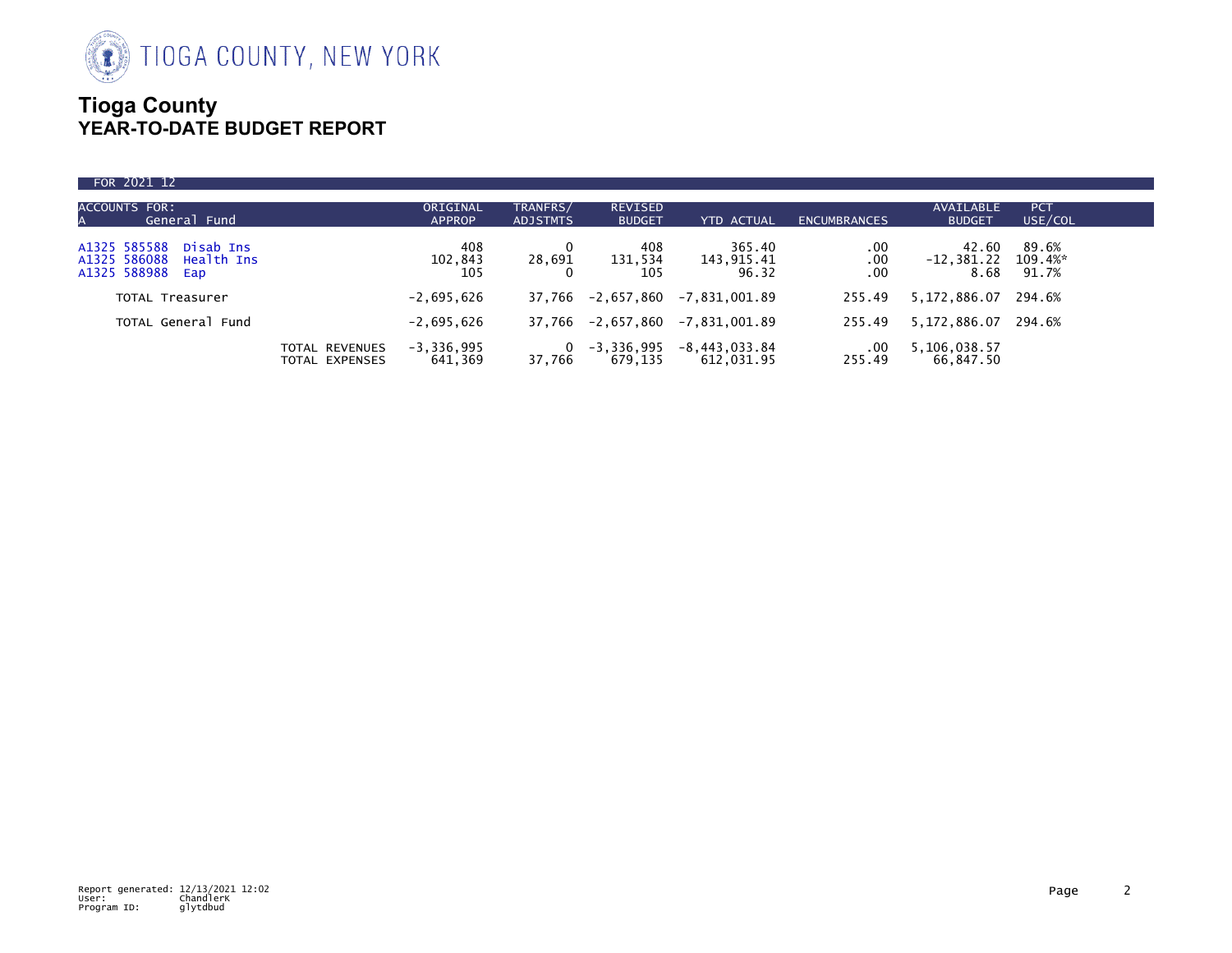TIOGA COUNTY, NEW YORK

# Tioga County
## YEAR-TO-DATE BUDGET REPORT

FOR 2021 12

| ACCOUNTS FOR: A General Fund | | ORIGINAL APPROP | TRANFRS/ ADJSTMTS | REVISED BUDGET | YTD ACTUAL | ENCUMBRANCES | AVAILABLE BUDGET | PCT USE/COL |
|---|---|---|---|---|---|---|---|---|
| A1325 585588 Disab Ins | | 408 | 0 | 408 | 365.40 | .00 | 42.60 | 89.6% |
| A1325 586088 Health Ins | | 102,843 | 28,691 | 131,534 | 143,915.41 | .00 | -12,381.22 | 109.4%* |
| A1325 588988 Eap | | 105 | 0 | 105 | 96.32 | .00 | 8.68 | 91.7% |
| TOTAL Treasurer | | -2,695,626 | 37,766 | -2,657,860 | -7,831,001.89 | 255.49 | 5,172,886.07 | 294.6% |
| TOTAL General Fund | | -2,695,626 | 37,766 | -2,657,860 | -7,831,001.89 | 255.49 | 5,172,886.07 | 294.6% |
| | TOTAL REVENUES | -3,336,995 | 0 | -3,336,995 | -8,443,033.84 | .00 | 5,106,038.57 | |
| | TOTAL EXPENSES | 641,369 | 37,766 | 679,135 | 612,031.95 | 255.49 | 66,847.50 | |

Report generated: 12/13/2021 12:02
User: ChandlerK
Program ID: glytdbud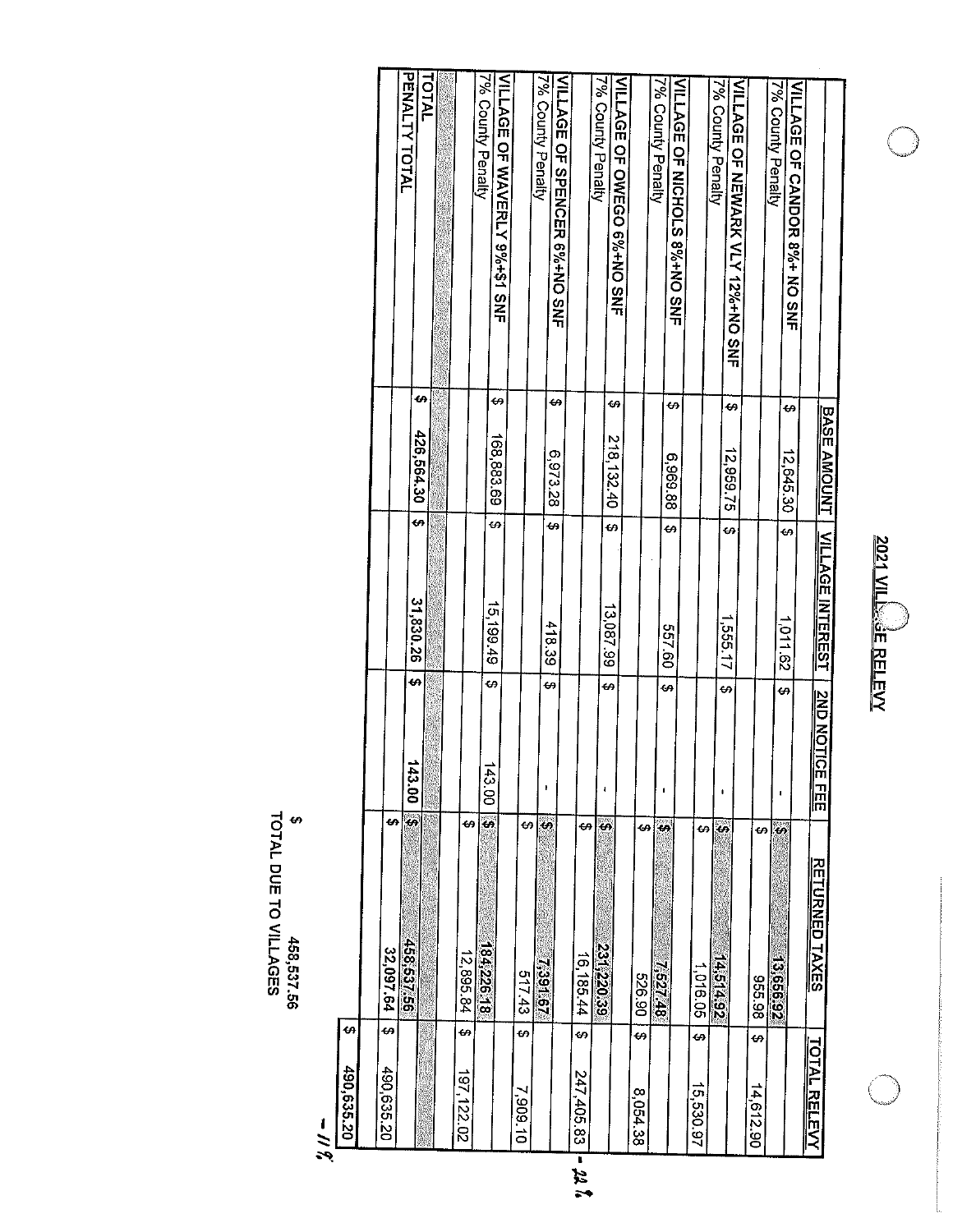# 2021 VILLAGE RELEVY

| | BASE AMOUNT | VILLAGE INTEREST | 2ND NOTICE FEE | RETURNED TAXES | TOTAL RELEVY |
|---|---|---|---|---|---|
| VILLAGE OF CANDOR 8%+ NO SNF | $ 12,645.30 | $ 1,011.62 | $ - | $ 13,656.92 | |
| 7% County Penalty | | | | $ 955.98 | $ 14,612.90 |
| VILLAGE OF NEWARK VLY 12%+NO SNF | $ 12,959.75 | $ 1,555.17 | $ - | $ 14,514.92 | |
| 7% County Penalty | | | | $ 1,016.05 | $ 15,530.97 |
| VILLAGE OF NICHOLS 8%+NO SNF | $ 6,969.88 | $ 557.60 | $ - | $ 7,527.48 | |
| 7% County Penalty | | | | $ 526.90 | $ 8,054.38 |
| VILLAGE OF OWEGO 6%+NO SNF | $ 218,132.40 | $ 13,087.99 | $ - | $ 231,220.39 | |
| 7% County Penalty | | | | $ 16,185.44 | $ 247,405.83 |
| VILLAGE OF SPENCER 6%+NO SNF | $ 6,973.28 | $ 418.39 | $ - | $ 7,391.67 | |
| 7% County Penalty | | | | $ 517.43 | $ 7,909.10 |
| VILLAGE OF WAVERLY 9%+$1 SNF | $ 168,883.69 | $ 15,199.49 | $ 143.00 | $ 184,226.18 | |
| 7% County Penalty | | | | $ 12,895.84 | $ 197,122.02 |
| | | | | | |
| TOTAL | $ 426,564.30 | $ 31,830.26 | $ 143.00 | $ 458,537.56 | |
| PENALTY TOTAL | | | | $ 32,097.64 | $ 490,635.20 |
| | | | | | $ 490,635.20 |

$ 458,537.56
TOTAL DUE TO VILLAGES

- 22%

- 11%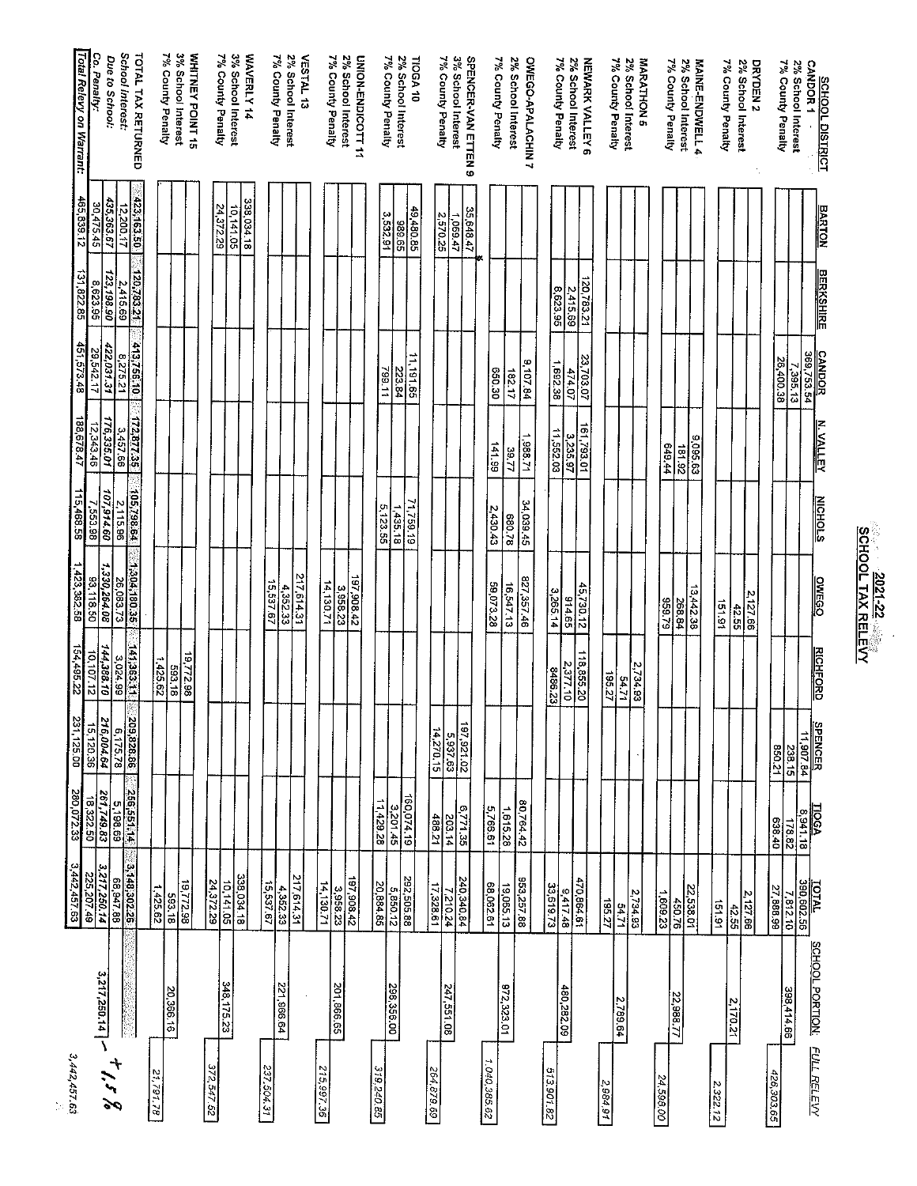# 2021-22 SCHOOL TAX RELEVY

| SCHOOL DISTRICT | BARTON | BERKSHIRE | CANDOR | N. VALLEY | NICHOLS | OWEGO | RICHFORD | SPENCER | TIOGA | TOTAL | SCHOOL PORTION | *FULL RELEVY* |
|---|---|---|---|---|---|---|---|---|---|---|---|---|
| **CANDOR 1** | | | 369,753.54 | | | | | 11,907.84 | 8,941.18 | 390,602.56 | | |
| 2% School Interest | | | 7,395.13 | | | | | 238.15 | 178.82 | 7,812.10 | 398,414.66 | |
| 7% County Penalty | | | 26,400.38 | | | | | 850.21 | 638.40 | 27,888.99 | | 426,303.65 |
| **DRYDEN 2** | | | | | | 2,127.66 | | | | 2,127.66 | | |
| 2% School Interest | | | | | | 42.55 | | | | 42.55 | 2,170.21 | |
| 7% County Penalty | | | | | | 151.91 | | | | 151.91 | | 2,322.12 |
| **MAINE-ENDWELL 4** | | | | 9,095.63 | | 13,442.38 | | | | 22,538.01 | | |
| 2% School Interest | | | | 181.92 | | 268.84 | | | | 450.76 | 22,988.77 | |
| 7% County Penalty | | | | 649.44 | | 959.79 | | | | 1,609.23 | | 24,598.00 |
| **MARATHON 5** | | | | | | | 2,734.93 | | | 2,734.93 | | |
| 2% School Interest | | | | | | | 54.71 | | | 54.71 | 2,789.64 | |
| 7% County Penalty | | | | | | | 195.27 | | | 195.27 | | 2,984.91 |
| **NEWARK VALLEY 6** | | 120,783.21 | 23,703.07 | 161,793.01 | | 45,730.12 | 118,855.20 | | | 470,864.61 | | |
| 2% School Interest | | 2,415.69 | 474.07 | 3,235.97 | | 914.65 | 2,377.10 | | | 9,417.48 | 480,282.09 | |
| 7% County Penalty | | 8,623.95 | 1,692.38 | 11,552.03 | | 3,265.14 | 8486.23 | | | 33,619.73 | | 513,901.82 |
| **OWEGO-APALACHIN 7** | | | 9,107.84 | 1,988.71 | 34,039.45 | 827,357.46 | | | 80,764.42 | 953,257.88 | | |
| 2% School Interest | | | 182.17 | 39.77 | 680.78 | 16,547.13 | | | 1,615.28 | 19,065.13 | 972,323.01 | |
| 7% County Penalty | | | 650.30 | 141.99 | 2,430.43 | 59,073.28 | | | 5,765.61 | 68,062.61 | | 1,040,385.62 |
| **SPENCER-VAN ETTEN 9** | 35,648.47 | | | | | | | 197,921.02 | 6,771.35 | 240,340.84 | | |
| 3% School Interest | 1,069.47 | | | | | | | 5,937.63 | 203.14 | 7,210.24 | 247,551.08 | |
| 7% County Penalty | 2,570.25 | | | | | | | 14,270.15 | 488.21 | 17,328.61 | | 264,879.69 |
| **TIOGA 10** | 49,480.85 | | 11,191.65 | | 71,759.19 | | | | 160,074.19 | 292,505.88 | | |
| 2% School Interest | 989.65 | | 223.84 | | 1,435.18 | | | | 3,201.45 | 5,850.12 | 298,356.00 | |
| 7% County Penalty | 3,532.91 | | 799.11 | | 5,123.55 | | | | 11,429.28 | 20,884.85 | | 319,240.85 |
| **UNION-ENDICOTT 11** | | | | | | 197,908.42 | | | | 197,908.42 | | |
| 2% School Interest | | | | | | 3,958.23 | | | | 3,958.23 | 201,866.65 | |
| 7% County Penalty | | | | | | 14,130.71 | | | | 14,130.71 | | 215,997.36 |
| **VESTAL 13** | | | | | | 217,614.31 | | | | 217,614.31 | | |
| 2% School Interest | | | | | | 4,352.33 | | | | 4,352.33 | 221,966.64 | |
| 7% County Penalty | | | | | | 15,537.67 | | | | 15,537.67 | | 237,504.31 |
| **WAVERLY 14** | 338,034.18 | | | | | | | | | 338,034.18 | | |
| 3% School Interest | 10,141.05 | | | | | | | | | 10,141.05 | 348,175.23 | |
| 7% County Penalty | 24,372.29 | | | | | | | | | 24,372.29 | | 372,547.52 |
| **WHITNEY POINT 15** | | | | | | | 19,772.98 | | | 19,772.98 | | |
| 3% School Interest | | | | | | | 593.18 | | | 593.18 | 20,366.16 | |
| 7% County Penalty | | | | | | | 1,425.62 | | | 1,425.62 | | 21,791.78 |
| **TOTAL TAX RETURNED** | 423,163.50 | 120,783.21 | 413,756.10 | 172,877.35 | 105,798.64 | 1,304,180.35 | 141,363.11 | 209,828.86 | 256,551.14 | 3,148,302.26 | | |
| *School Interest:* | 12,200.17 | 2,415.69 | 8,275.21 | 3,457.66 | 2,115.96 | 26,083.73 | 3,024.99 | 6,175.78 | 5,198.69 | 66,947.88 | | |
| *Due to School:* | 435,363.67 | 123,198.90 | 422,031.31 | 176,335.01 | 107,914.60 | 1,330,264.08 | 144,388.10 | 216,004.64 | 261,749.83 | 3,217,250.14 | 3,217,250.14 | - + 1.5 % |
| *Co. Penalty:* | 30,475.45 | 8,623.95 | 29,542.17 | 12,343.46 | 7,553.98 | 93,118.50 | 10,107.12 | 15,120.36 | 18,322.50 | 225,207.49 | | |
| *Total Relevy on Warrant:* | 465,839.12 | 131,822.85 | 451,573.48 | 188,678.47 | 115,468.58 | 1,423,382.58 | 154,495.22 | 231,125.00 | 280,072.33 | 3,442,457.63 | | |

*3,442,457.63*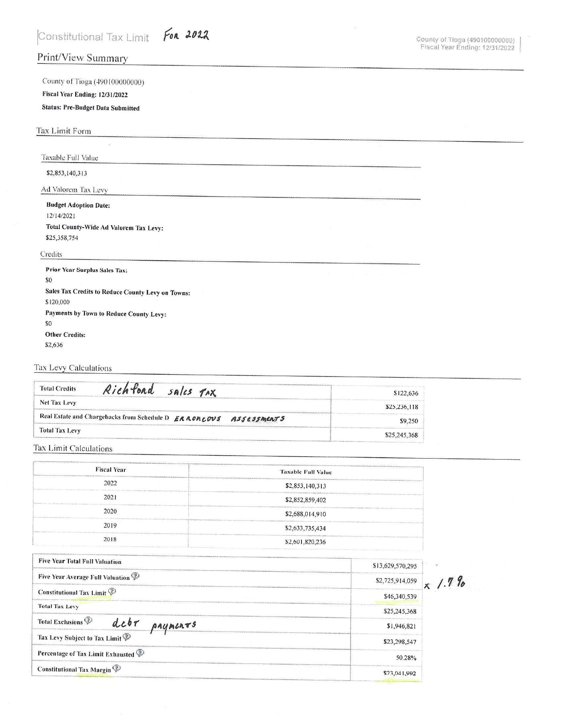# Constitutional Tax Limit *For 2022*

County of Tioga (490100000000)
Fiscal Year Ending: 12/31/2022

## Print/View Summary

County of Tioga (490100000000)

**Fiscal Year Ending: 12/31/2022**

**Status: Pre-Budget Data Submitted**

## Tax Limit Form

### Taxable Full Value

$2,853,140,313

### Ad Valorem Tax Levy

**Budget Adoption Date:**

12/14/2021

**Total County-Wide Ad Valorem Tax Levy:**

$25,358,754

### Credits

**Prior Year Surplus Sales Tax:**

$0

**Sales Tax Credits to Reduce County Levy on Towns:**

$120,000

**Payments by Town to Reduce County Levy:**

$0

**Other Credits:**

$2,636

## Tax Levy Calculations

| | |
|---|---|
| Total Credits *Richford sales tax* | $122,636 |
| Net Tax Levy | $25,236,118 |
| Real Estate and Chargebacks from Schedule D *ERRONEOUS ASSESSMENTS* | $9,250 |
| Total Tax Levy | $25,245,368 |

## Tax Limit Calculations

| Fiscal Year | Taxable Full Value |
|---|---|
| 2022 | $2,853,140,313 |
| 2021 | $2,852,859,402 |
| 2020 | $2,688,014,910 |
| 2019 | $2,633,735,434 |
| 2018 | $2,601,820,236 |

| | | |
|---|---|---|
| Five Year Total Full Valuation | $13,629,570,295 | |
| Five Year Average Full Valuation | $2,725,914,059 | *x 1.7%* |
| Constitutional Tax Limit | $46,340,539 | |
| Total Tax Levy | $25,245,368 | |
| Total Exclusions *debt payments* | $1,946,821 | |
| Tax Levy Subject to Tax Limit | $23,298,547 | |
| Percentage of Tax Limit Exhausted | 50.28% | |
| Constitutional Tax Margin | $23,041,992 | |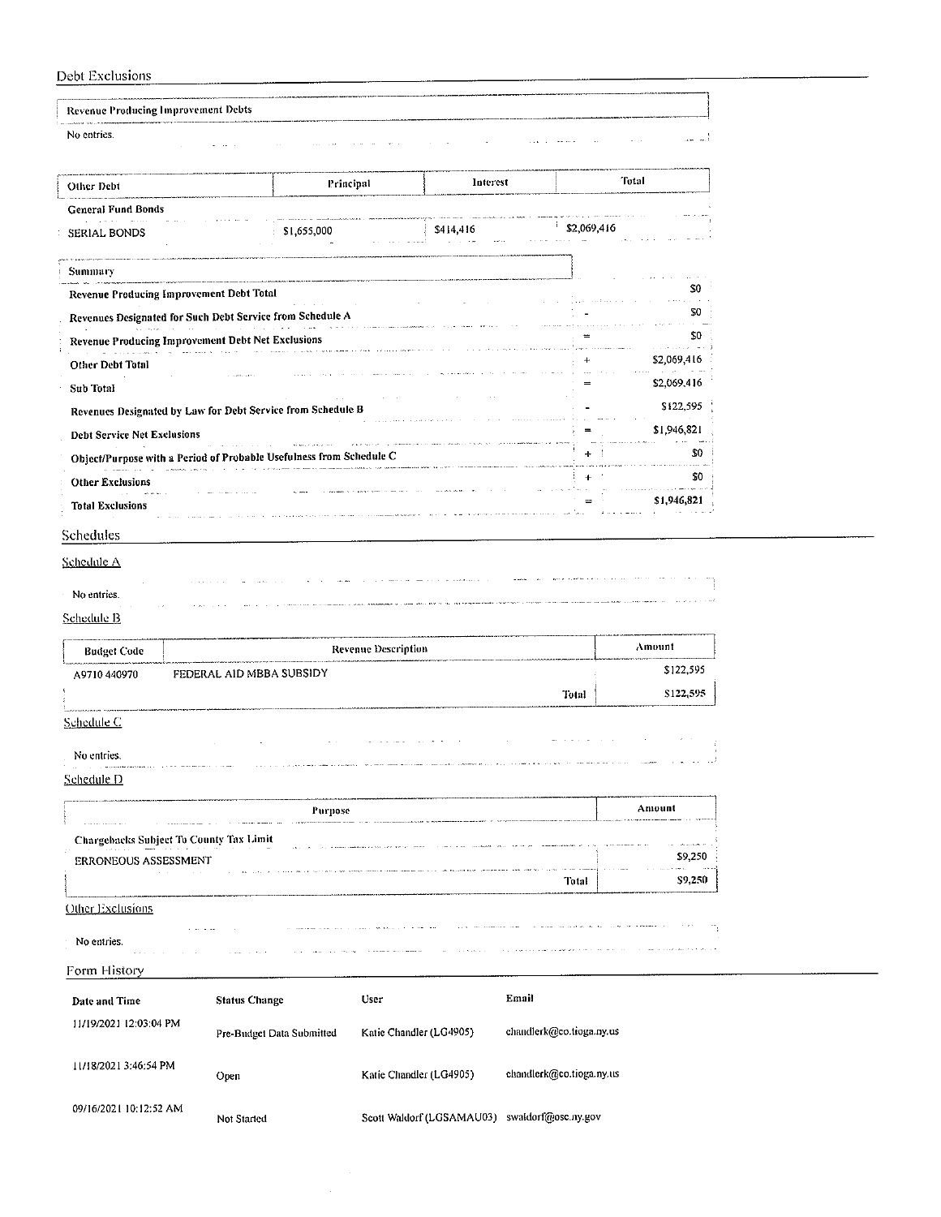## Debt Exclusions

| Revenue Producing Improvement Debts |
| --- |
| No entries. |

| Other Debt | Principal | Interest | Total |
| --- | --- | --- | --- |
| **General Fund Bonds** | | | |
| SERIAL BONDS | $1,655,000 | $414,416 | $2,069,416 |

| Summary | | |
| --- | --- | --- |
| Revenue Producing Improvement Debt Total | | $0 |
| Revenues Designated for Such Debt Service from Schedule A | - | $0 |
| Revenue Producing Improvement Debt Net Exclusions | = | $0 |
| Other Debt Total | + | $2,069,416 |
| Sub Total | = | $2,069,416 |
| Revenues Designated by Law for Debt Service from Schedule B | - | $122,595 |
| Debt Service Net Exclusions | = | $1,946,821 |
| Object/Purpose with a Period of Probable Usefulness from Schedule C | + | $0 |
| Other Exclusions | + | $0 |
| Total Exclusions | = | $1,946,821 |

## Schedules

### Schedule A

No entries.

### Schedule B

| Budget Code | Revenue Description | Amount |
| --- | --- | --- |
| A9710 440970 | FEDERAL AID MBBA SUBSIDY | $122,595 |
| | Total | $122,595 |

### Schedule C

No entries.

### Schedule D

| Purpose | Amount |
| --- | --- |
| **Chargebacks Subject To County Tax Limit** | |
| ERRONEOUS ASSESSMENT | $9,250 |
| Total | $9,250 |

### Other Exclusions

No entries.

## Form History

| Date and Time | Status Change | User | Email |
| --- | --- | --- | --- |
| 11/19/2021 12:03:04 PM | Pre-Budget Data Submitted | Katie Chandler (LG4905) | chandlerk@co.tioga.ny.us |
| 11/18/2021 3:46:54 PM | Open | Katie Chandler (LG4905) | chandlerk@co.tioga.ny.us |
| 09/16/2021 10:12:52 AM | Not Started | Scott Waldorf (LGSAMAU03) | swaldorf@osc.ny.gov |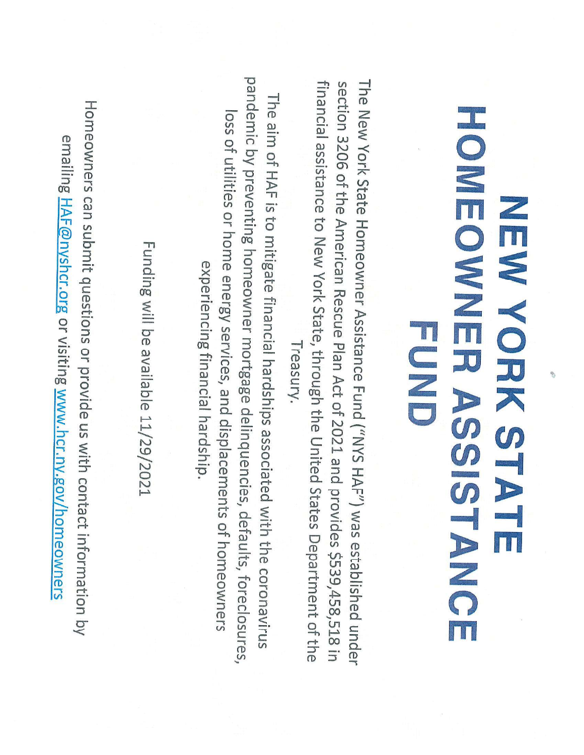# NEW YORK STATE HOMEOWNER ASSISTANCE FUND

The New York State Homeowner Assistance Fund ("NYS HAF") was established under section 3206 of the American Rescue Plan Act of 2021 and provides $539,458,518 in financial assistance to New York State, through the United States Department of the Treasury.

The aim of HAF is to mitigate financial hardships associated with the coronavirus pandemic by preventing homeowner mortgage delinquencies, defaults, foreclosures, loss of utilities or home energy services, and displacements of homeowners experiencing financial hardship.

Funding will be available 11/29/2021

Homeowners can submit questions or provide us with contact information by emailing HAF@nyshcr.org or visiting www.hcr.ny.gov/homeowners